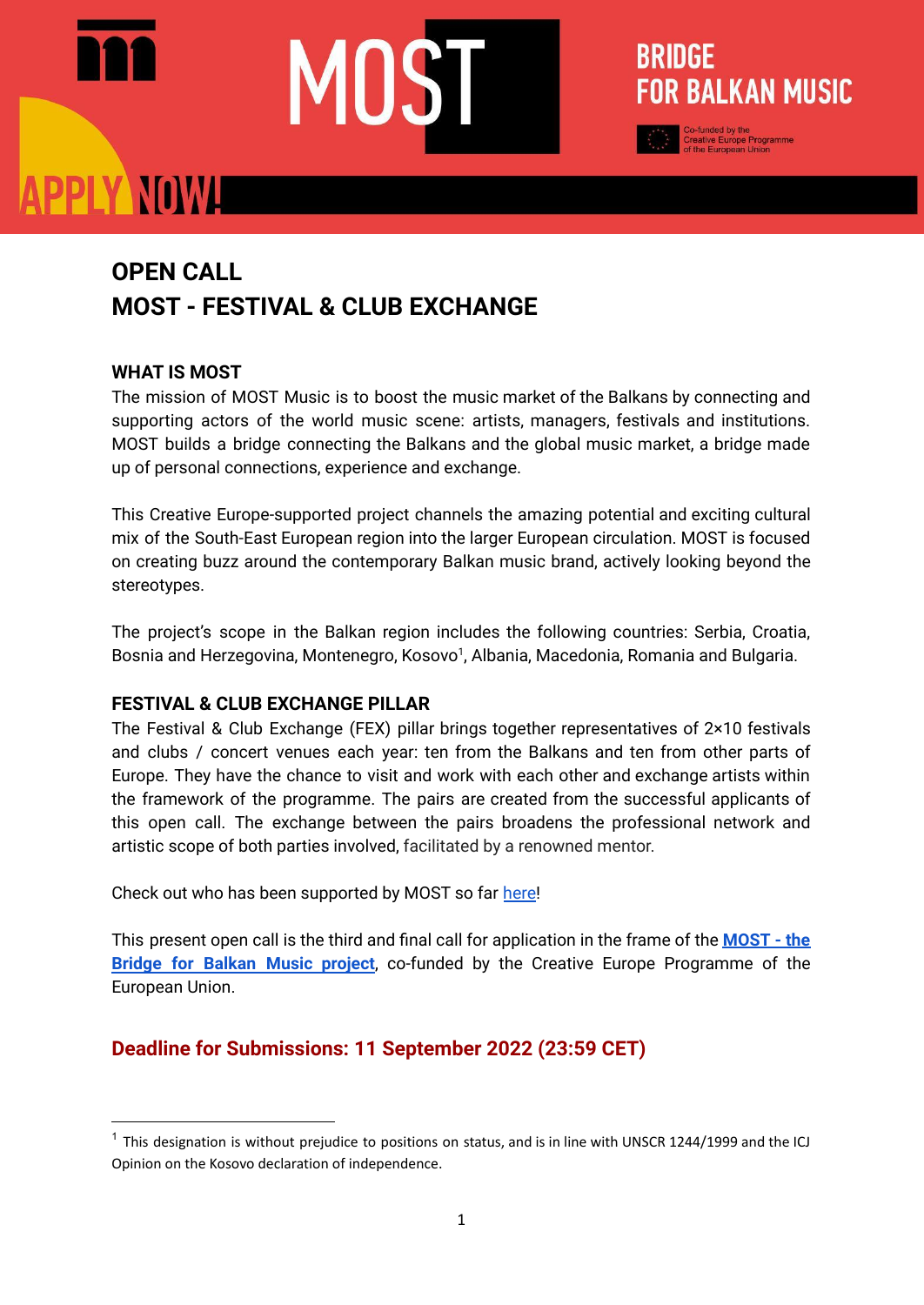# OPEN CALL
# MOST - FESTIVAL & CLUB EXCHANGE

## WHAT IS MOST

The mission of MOST Music is to boost the music market of the Balkans by connecting and supporting actors of the world music scene: artists, managers, festivals and institutions. MOST builds a bridge connecting the Balkans and the global music market, a bridge made up of personal connections, experience and exchange.

This Creative Europe-supported project channels the amazing potential and exciting cultural mix of the South-East European region into the larger European circulation. MOST is focused on creating buzz around the contemporary Balkan music brand, actively looking beyond the stereotypes.

The project's scope in the Balkan region includes the following countries: Serbia, Croatia, Bosnia and Herzegovina, Montenegro, Kosovo[1], Albania, Macedonia, Romania and Bulgaria.

## FESTIVAL & CLUB EXCHANGE PILLAR

The Festival & Club Exchange (FEX) pillar brings together representatives of 2×10 festivals and clubs / concert venues each year: ten from the Balkans and ten from other parts of Europe. They have the chance to visit and work with each other and exchange artists within the framework of the programme. The pairs are created from the successful applicants of this open call. The exchange between the pairs broadens the professional network and artistic scope of both parties involved, facilitated by a renowned mentor.

Check out who has been supported by MOST so far here!

This present open call is the third and final call for application in the frame of the **MOST - the Bridge for Balkan Music project**, co-funded by the Creative Europe Programme of the European Union.

## Deadline for Submissions: 11 September 2022 (23:59 CET)

---

[1] This designation is without prejudice to positions on status, and is in line with UNSCR 1244/1999 and the ICJ Opinion on the Kosovo declaration of independence.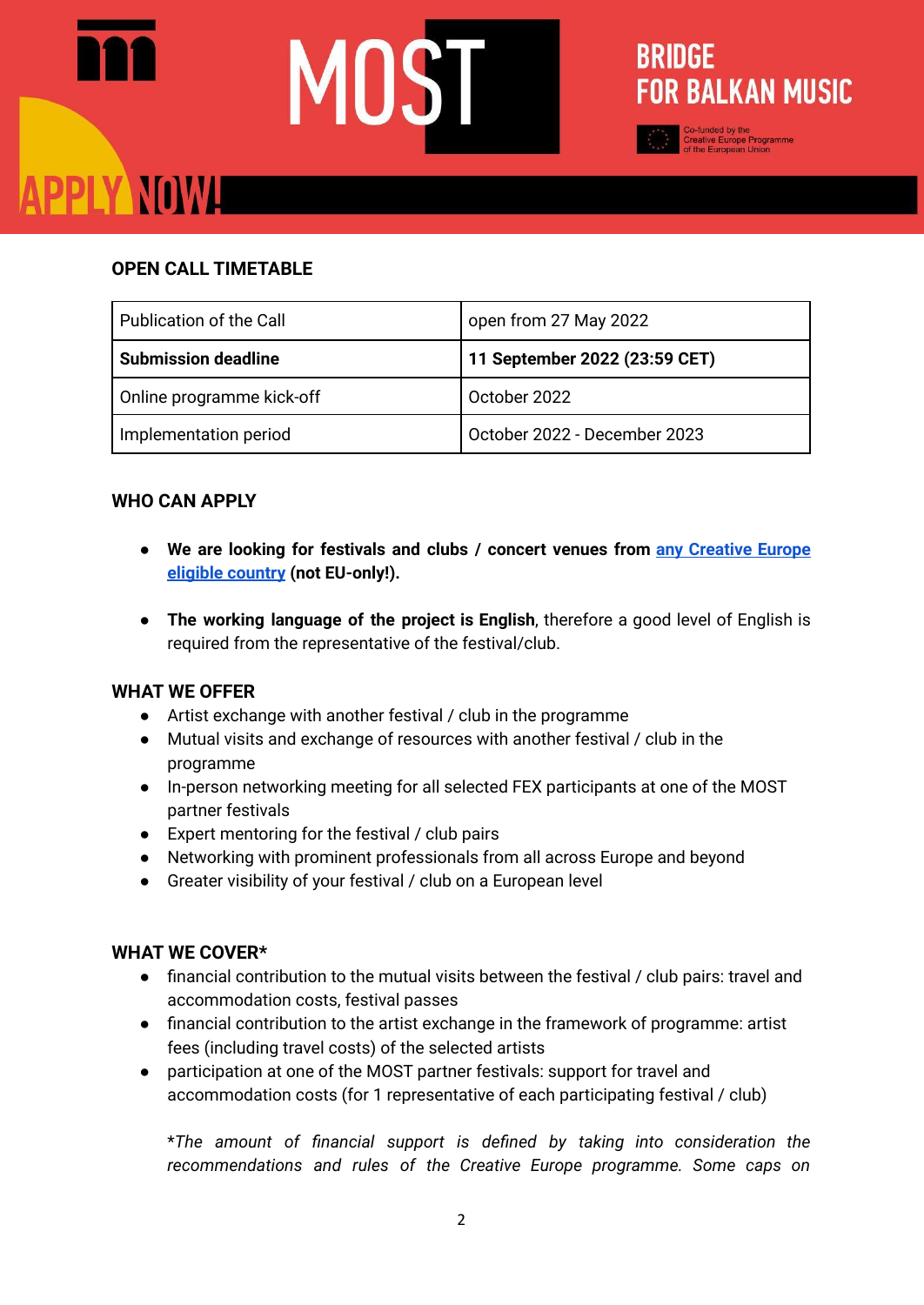MOST

BRIDGE FOR BALKAN MUSIC

Co-funded by the Creative Europe Programme of the European Union

APPLY NOW!

## OPEN CALL TIMETABLE

| Publication of the Call | open from 27 May 2022 |
|---|---|
| **Submission deadline** | **11 September 2022 (23:59 CET)** |
| Online programme kick-off | October 2022 |
| Implementation period | October 2022 - December 2023 |

## WHO CAN APPLY

- **We are looking for festivals and clubs / concert venues from any Creative Europe eligible country (not EU-only!).**
- **The working language of the project is English**, therefore a good level of English is required from the representative of the festival/club.

## WHAT WE OFFER

- Artist exchange with another festival / club in the programme
- Mutual visits and exchange of resources with another festival / club in the programme
- In-person networking meeting for all selected FEX participants at one of the MOST partner festivals
- Expert mentoring for the festival / club pairs
- Networking with prominent professionals from all across Europe and beyond
- Greater visibility of your festival / club on a European level

## WHAT WE COVER*

- financial contribution to the mutual visits between the festival / club pairs: travel and accommodation costs, festival passes
- financial contribution to the artist exchange in the framework of programme: artist fees (including travel costs) of the selected artists
- participation at one of the MOST partner festivals: support for travel and accommodation costs (for 1 representative of each participating festival / club)

*\*The amount of financial support is defined by taking into consideration the recommendations and rules of the Creative Europe programme. Some caps on*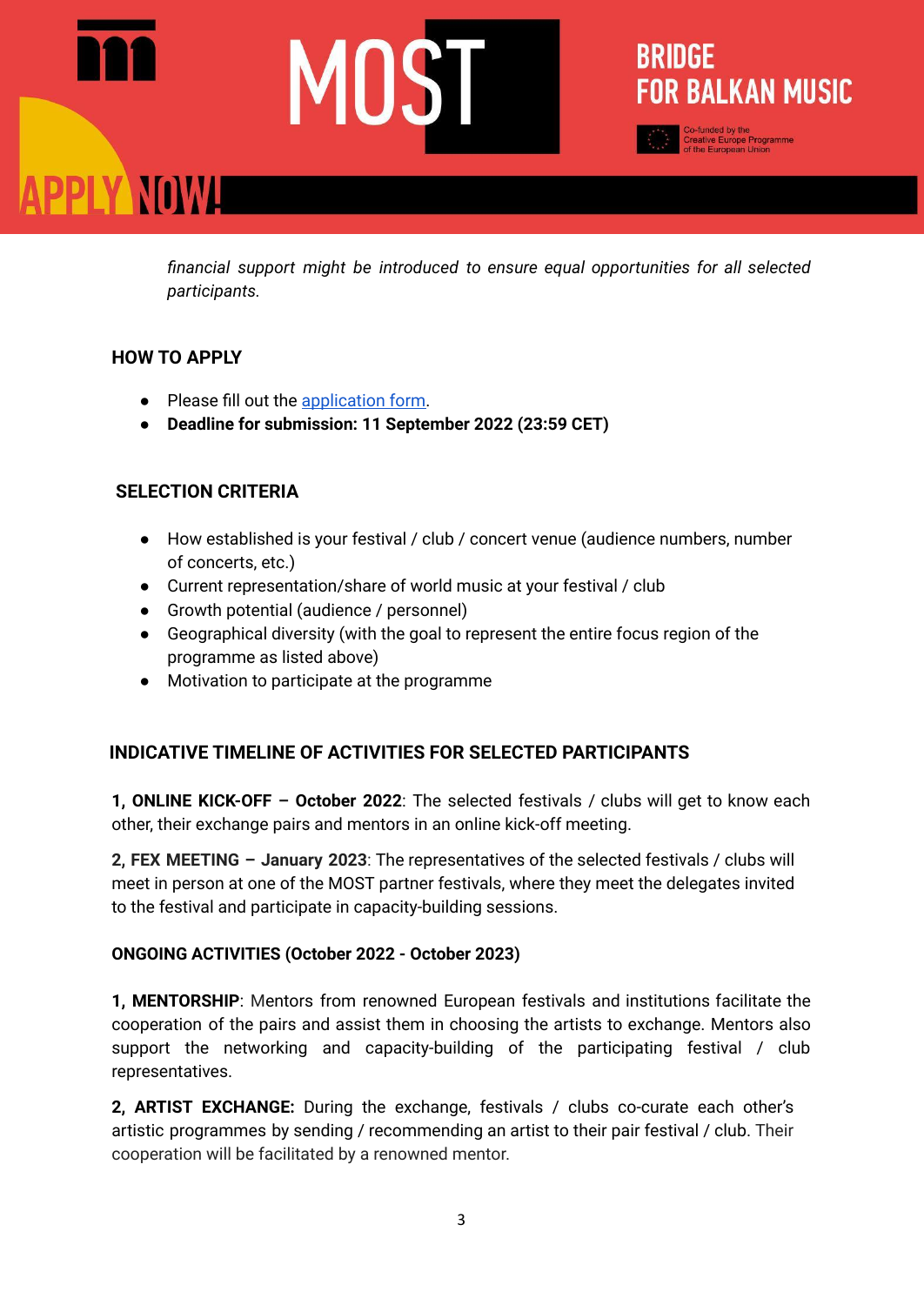*financial support might be introduced to ensure equal opportunities for all selected participants.*

## HOW TO APPLY

- Please fill out the application form.
- **Deadline for submission: 11 September 2022 (23:59 CET)**

## SELECTION CRITERIA

- How established is your festival / club / concert venue (audience numbers, number of concerts, etc.)
- Current representation/share of world music at your festival / club
- Growth potential (audience / personnel)
- Geographical diversity (with the goal to represent the entire focus region of the programme as listed above)
- Motivation to participate at the programme

## INDICATIVE TIMELINE OF ACTIVITIES FOR SELECTED PARTICIPANTS

**1, ONLINE KICK-OFF – October 2022**: The selected festivals / clubs will get to know each other, their exchange pairs and mentors in an online kick-off meeting.

**2, FEX MEETING – January 2023**: The representatives of the selected festivals / clubs will meet in person at one of the MOST partner festivals, where they meet the delegates invited to the festival and participate in capacity-building sessions.

### ONGOING ACTIVITIES (October 2022 - October 2023)

**1, MENTORSHIP**: Mentors from renowned European festivals and institutions facilitate the cooperation of the pairs and assist them in choosing the artists to exchange. Mentors also support the networking and capacity-building of the participating festival / club representatives.

**2, ARTIST EXCHANGE:** During the exchange, festivals / clubs co-curate each other's artistic programmes by sending / recommending an artist to their pair festival / club. Their cooperation will be facilitated by a renowned mentor.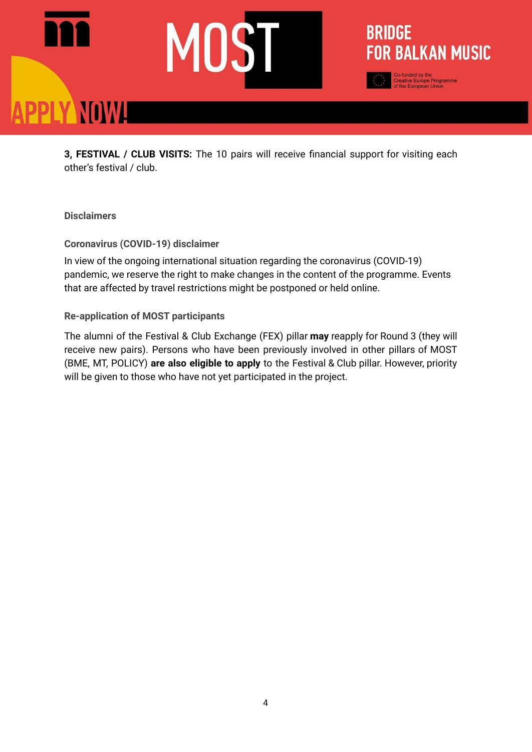**3, FESTIVAL / CLUB VISITS:** The 10 pairs will receive financial support for visiting each other's festival / club.

## Disclaimers

### Coronavirus (COVID-19) disclaimer

In view of the ongoing international situation regarding the coronavirus (COVID-19) pandemic, we reserve the right to make changes in the content of the programme. Events that are affected by travel restrictions might be postponed or held online.

### Re-application of MOST participants

The alumni of the Festival & Club Exchange (FEX) pillar **may** reapply for Round 3 (they will receive new pairs). Persons who have been previously involved in other pillars of MOST (BME, MT, POLICY) **are also eligible to apply** to the Festival & Club pillar. However, priority will be given to those who have not yet participated in the project.